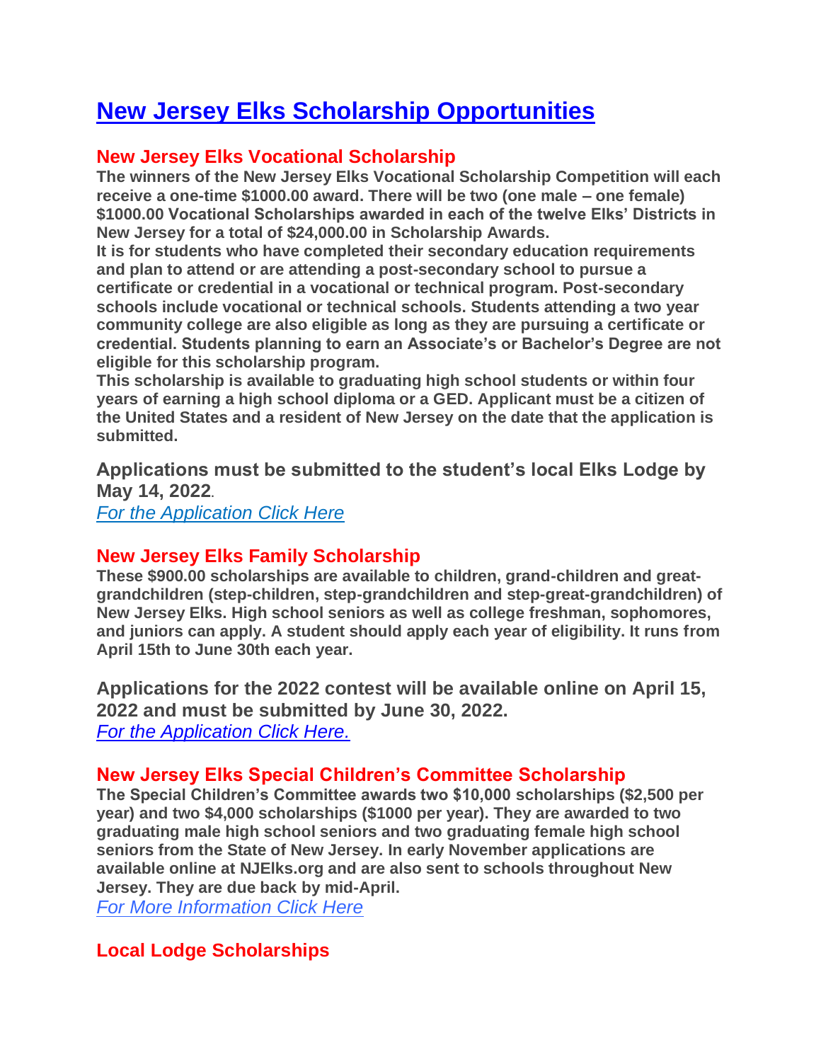# [New Jersey Elks Scholarship Opportunities]

## New Jersey Elks Vocational Scholarship

**The winners of the New Jersey Elks Vocational Scholarship Competition will each receive a one-time $1000.00 award. There will be two (one male – one female) $1000.00 Vocational Scholarships awarded in each of the twelve Elks' Districts in New Jersey for a total of $24,000.00 in Scholarship Awards.**

**It is for students who have completed their secondary education requirements and plan to attend or are attending a post-secondary school to pursue a certificate or credential in a vocational or technical program. Post-secondary schools include vocational or technical schools. Students attending a two year community college are also eligible as long as they are pursuing a certificate or credential. Students planning to earn an Associate's or Bachelor's Degree are not eligible for this scholarship program.**

**This scholarship is available to graduating high school students or within four years of earning a high school diploma or a GED. Applicant must be a citizen of the United States and a resident of New Jersey on the date that the application is submitted.**

**Applications must be submitted to the student's local Elks Lodge by May 14, 2022.**

*[For the Application Click Here]*

## New Jersey Elks Family Scholarship

**These $900.00 scholarships are available to children, grand-children and great-grandchildren (step-children, step-grandchildren and step-great-grandchildren) of New Jersey Elks. High school seniors as well as college freshman, sophomores, and juniors can apply. A student should apply each year of eligibility. It runs from April 15th to June 30th each year.**

**Applications for the 2022 contest will be available online on April 15, 2022 and must be submitted by June 30, 2022.**

*[For the Application Click Here.]*

## New Jersey Elks Special Children's Committee Scholarship

**The Special Children's Committee awards two $10,000 scholarships ($2,500 per year) and two $4,000 scholarships ($1000 per year). They are awarded to two graduating male high school seniors and two graduating female high school seniors from the State of New Jersey. In early November applications are available online at NJElks.org and are also sent to schools throughout New Jersey. They are due back by mid-April.**

*[For More Information Click Here]*

## Local Lodge Scholarships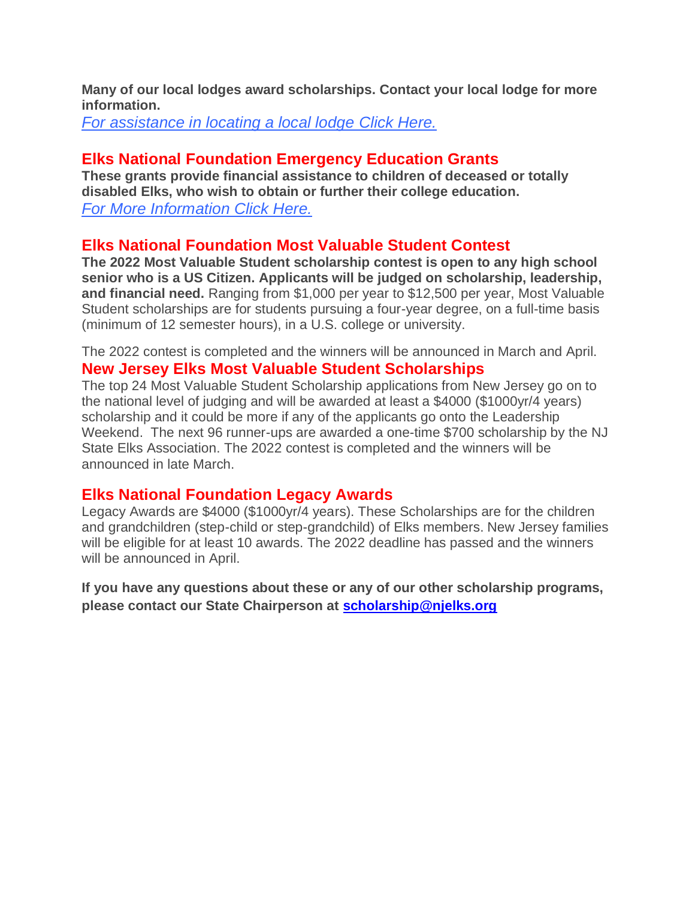**Many of our local lodges award scholarships. Contact your local lodge for more information.**

*For assistance in locating a local lodge Click Here.*

## Elks National Foundation Emergency Education Grants

**These grants provide financial assistance to children of deceased or totally disabled Elks, who wish to obtain or further their college education.**

*For More Information Click Here.*

## Elks National Foundation Most Valuable Student Contest

**The 2022 Most Valuable Student scholarship contest is open to any high school senior who is a US Citizen. Applicants will be judged on scholarship, leadership, and financial need.** Ranging from $1,000 per year to $12,500 per year, Most Valuable Student scholarships are for students pursuing a four-year degree, on a full-time basis (minimum of 12 semester hours), in a U.S. college or university.

The 2022 contest is completed and the winners will be announced in March and April.

## New Jersey Elks Most Valuable Student Scholarships

The top 24 Most Valuable Student Scholarship applications from New Jersey go on to the national level of judging and will be awarded at least a $4000 ($1000yr/4 years) scholarship and it could be more if any of the applicants go onto the Leadership Weekend. The next 96 runner-ups are awarded a one-time $700 scholarship by the NJ State Elks Association. The 2022 contest is completed and the winners will be announced in late March.

## Elks National Foundation Legacy Awards

Legacy Awards are $4000 ($1000yr/4 years). These Scholarships are for the children and grandchildren (step-child or step-grandchild) of Elks members. New Jersey families will be eligible for at least 10 awards. The 2022 deadline has passed and the winners will be announced in April.

**If you have any questions about these or any of our other scholarship programs, please contact our State Chairperson at scholarship@njelks.org**